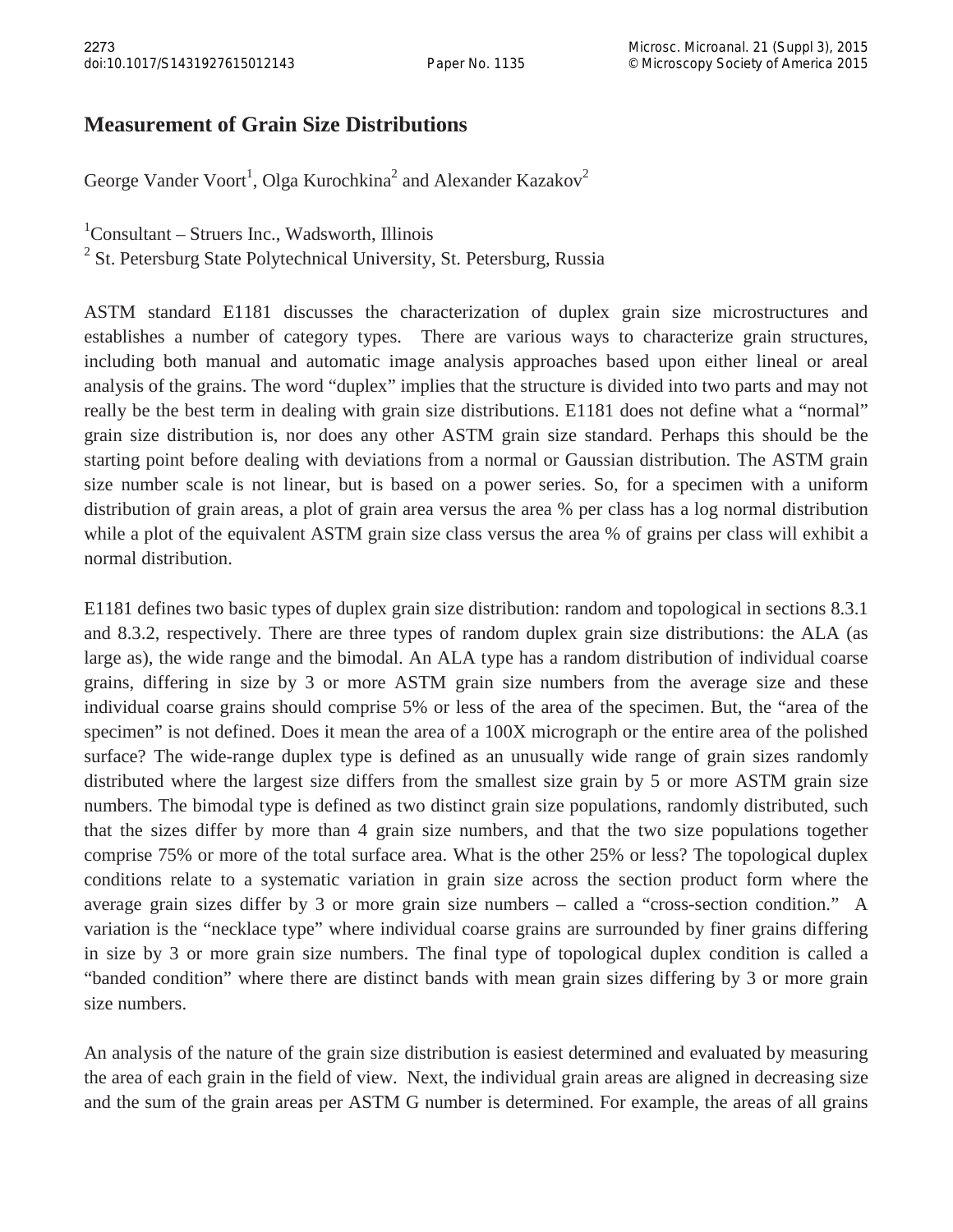# Measurement of Grain Size Distributions

George Vander Voort[1], Olga Kurochkina[2] and Alexander Kazakov[2]

[1]Consultant – Struers Inc., Wadsworth, Illinois

[2] St. Petersburg State Polytechnical University, St. Petersburg, Russia

ASTM standard E1181 discusses the characterization of duplex grain size microstructures and establishes a number of category types. There are various ways to characterize grain structures, including both manual and automatic image analysis approaches based upon either lineal or areal analysis of the grains. The word "duplex" implies that the structure is divided into two parts and may not really be the best term in dealing with grain size distributions. E1181 does not define what a "normal" grain size distribution is, nor does any other ASTM grain size standard. Perhaps this should be the starting point before dealing with deviations from a normal or Gaussian distribution. The ASTM grain size number scale is not linear, but is based on a power series. So, for a specimen with a uniform distribution of grain areas, a plot of grain area versus the area % per class has a log normal distribution while a plot of the equivalent ASTM grain size class versus the area % of grains per class will exhibit a normal distribution.

E1181 defines two basic types of duplex grain size distribution: random and topological in sections 8.3.1 and 8.3.2, respectively. There are three types of random duplex grain size distributions: the ALA (as large as), the wide range and the bimodal. An ALA type has a random distribution of individual coarse grains, differing in size by 3 or more ASTM grain size numbers from the average size and these individual coarse grains should comprise 5% or less of the area of the specimen. But, the "area of the specimen" is not defined. Does it mean the area of a 100X micrograph or the entire area of the polished surface? The wide-range duplex type is defined as an unusually wide range of grain sizes randomly distributed where the largest size differs from the smallest size grain by 5 or more ASTM grain size numbers. The bimodal type is defined as two distinct grain size populations, randomly distributed, such that the sizes differ by more than 4 grain size numbers, and that the two size populations together comprise 75% or more of the total surface area. What is the other 25% or less? The topological duplex conditions relate to a systematic variation in grain size across the section product form where the average grain sizes differ by 3 or more grain size numbers – called a "cross-section condition." A variation is the "necklace type" where individual coarse grains are surrounded by finer grains differing in size by 3 or more grain size numbers. The final type of topological duplex condition is called a "banded condition" where there are distinct bands with mean grain sizes differing by 3 or more grain size numbers.

An analysis of the nature of the grain size distribution is easiest determined and evaluated by measuring the area of each grain in the field of view. Next, the individual grain areas are aligned in decreasing size and the sum of the grain areas per ASTM G number is determined. For example, the areas of all grains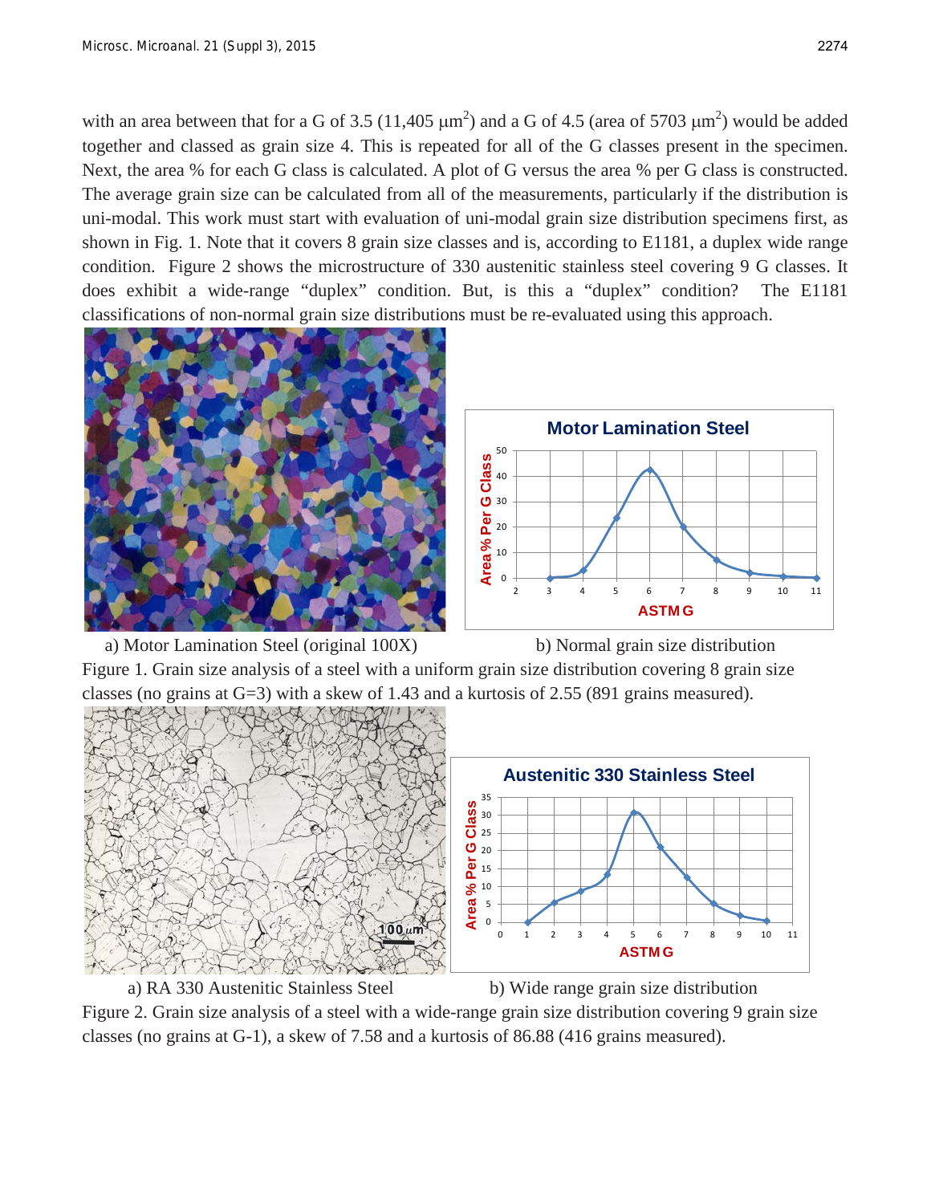with an area between that for a G of 3.5 (11,405 $\mu m^2$) and a G of 4.5 (area of 5703 $\mu m^2$) would be added together and classed as grain size 4. This is repeated for all of the G classes present in the specimen. Next, the area % for each G class is calculated. A plot of G versus the area % per G class is constructed. The average grain size can be calculated from all of the measurements, particularly if the distribution is uni-modal. This work must start with evaluation of uni-modal grain size distribution specimens first, as shown in Fig. 1. Note that it covers 8 grain size classes and is, according to E1181, a duplex wide range condition. Figure 2 shows the microstructure of 330 austenitic stainless steel covering 9 G classes. It does exhibit a wide-range "duplex" condition. But, is this a "duplex" condition? The E1181 classifications of non-normal grain size distributions must be re-evaluated using this approach.

Motor Lamination Steel

Area % Per G Class

50
40
30
20
10
0

2 3 4 5 6 7 8 9 10 11

ASTM G

a) Motor Lamination Steel (original 100X)

b) Normal grain size distribution

Figure 1. Grain size analysis of a steel with a uniform grain size distribution covering 8 grain size classes (no grains at G=3) with a skew of 1.43 and a kurtosis of 2.55 (891 grains measured).

100 µm

Austenitic 330 Stainless Steel

Area % Per G Class

35
30
25
20
15
10
5
0

0 1 2 3 4 5 6 7 8 9 10 11

ASTM G

a) RA 330 Austenitic Stainless Steel

b) Wide range grain size distribution

Figure 2. Grain size analysis of a steel with a wide-range grain size distribution covering 9 grain size classes (no grains at G-1), a skew of 7.58 and a kurtosis of 86.88 (416 grains measured).